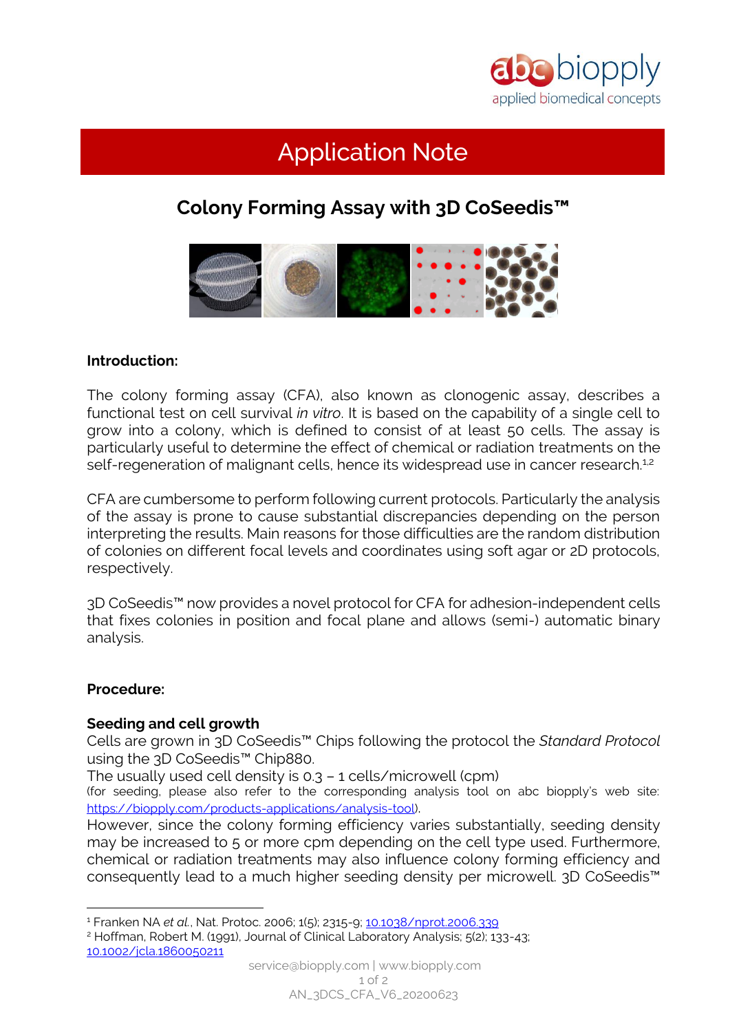# Application Note

## Colony Forming Assay with 3D CoSeedis™

**Introduction:**

The colony forming assay (CFA), also known as clonogenic assay, describes a functional test on cell survival *in vitro*. It is based on the capability of a single cell to grow into a colony, which is defined to consist of at least 50 cells. The assay is particularly useful to determine the effect of chemical or radiation treatments on the self-regeneration of malignant cells, hence its widespread use in cancer research.[1,2]

CFA are cumbersome to perform following current protocols. Particularly the analysis of the assay is prone to cause substantial discrepancies depending on the person interpreting the results. Main reasons for those difficulties are the random distribution of colonies on different focal levels and coordinates using soft agar or 2D protocols, respectively.

3D CoSeedis™ now provides a novel protocol for CFA for adhesion-independent cells that fixes colonies in position and focal plane and allows (semi-) automatic binary analysis.

**Procedure:**

**Seeding and cell growth**

Cells are grown in 3D CoSeedis™ Chips following the protocol the *Standard Protocol* using the 3D CoSeedis™ Chip880.

The usually used cell density is 0.3 – 1 cells/microwell (cpm)

(for seeding, please also refer to the corresponding analysis tool on abc biopply's web site: https://biopply.com/products-applications/analysis-tool).

However, since the colony forming efficiency varies substantially, seeding density may be increased to 5 or more cpm depending on the cell type used. Furthermore, chemical or radiation treatments may also influence colony forming efficiency and consequently lead to a much higher seeding density per microwell. 3D CoSeedis™

---

[1] Franken NA *et al.*, Nat. Protoc. 2006; 1(5); 2315-9; 10.1038/nprot.2006.339

[2] Hoffman, Robert M. (1991), Journal of Clinical Laboratory Analysis; 5(2); 133-43; 10.1002/jcla.1860050211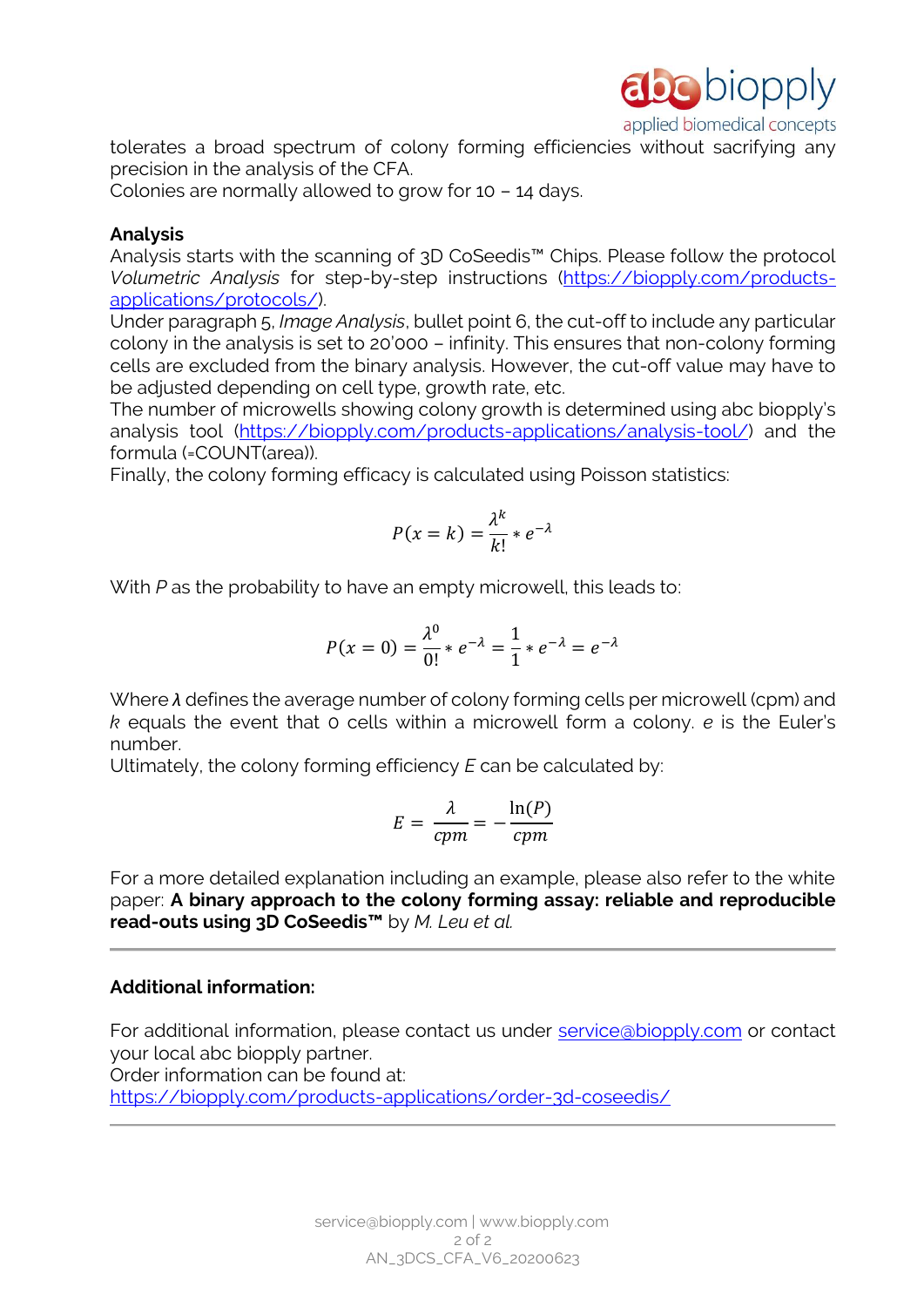tolerates a broad spectrum of colony forming efficiencies without sacrifying any precision in the analysis of the CFA.
Colonies are normally allowed to grow for 10 – 14 days.

**Analysis**
Analysis starts with the scanning of 3D CoSeedis™ Chips. Please follow the protocol *Volumetric Analysis* for step-by-step instructions (https://biopply.com/products-applications/protocols/).
Under paragraph 5, *Image Analysis*, bullet point 6, the cut-off to include any particular colony in the analysis is set to 20'000 – infinity. This ensures that non-colony forming cells are excluded from the binary analysis. However, the cut-off value may have to be adjusted depending on cell type, growth rate, etc.
The number of microwells showing colony growth is determined using abc biopply's analysis tool (https://biopply.com/products-applications/analysis-tool/) and the formula (=COUNT(area)).
Finally, the colony forming efficacy is calculated using Poisson statistics:

$$P(x = k) = \frac{\lambda^k}{k!} * e^{-\lambda}$$

With *P* as the probability to have an empty microwell, this leads to:

$$P(x = 0) = \frac{\lambda^0}{0!} * e^{-\lambda} = \frac{1}{1} * e^{-\lambda} = e^{-\lambda}$$

Where $\lambda$ defines the average number of colony forming cells per microwell (cpm) and $k$ equals the event that 0 cells within a microwell form a colony. $e$ is the Euler's number.
Ultimately, the colony forming efficiency *E* can be calculated by:

$$E = \frac{\lambda}{cpm} = -\frac{\ln(P)}{cpm}$$

For a more detailed explanation including an example, please also refer to the white paper: **A binary approach to the colony forming assay: reliable and reproducible read-outs using 3D CoSeedis™** by *M. Leu et al.*

---

**Additional information:**

For additional information, please contact us under service@biopply.com or contact your local abc biopply partner.
Order information can be found at:
https://biopply.com/products-applications/order-3d-coseedis/

---